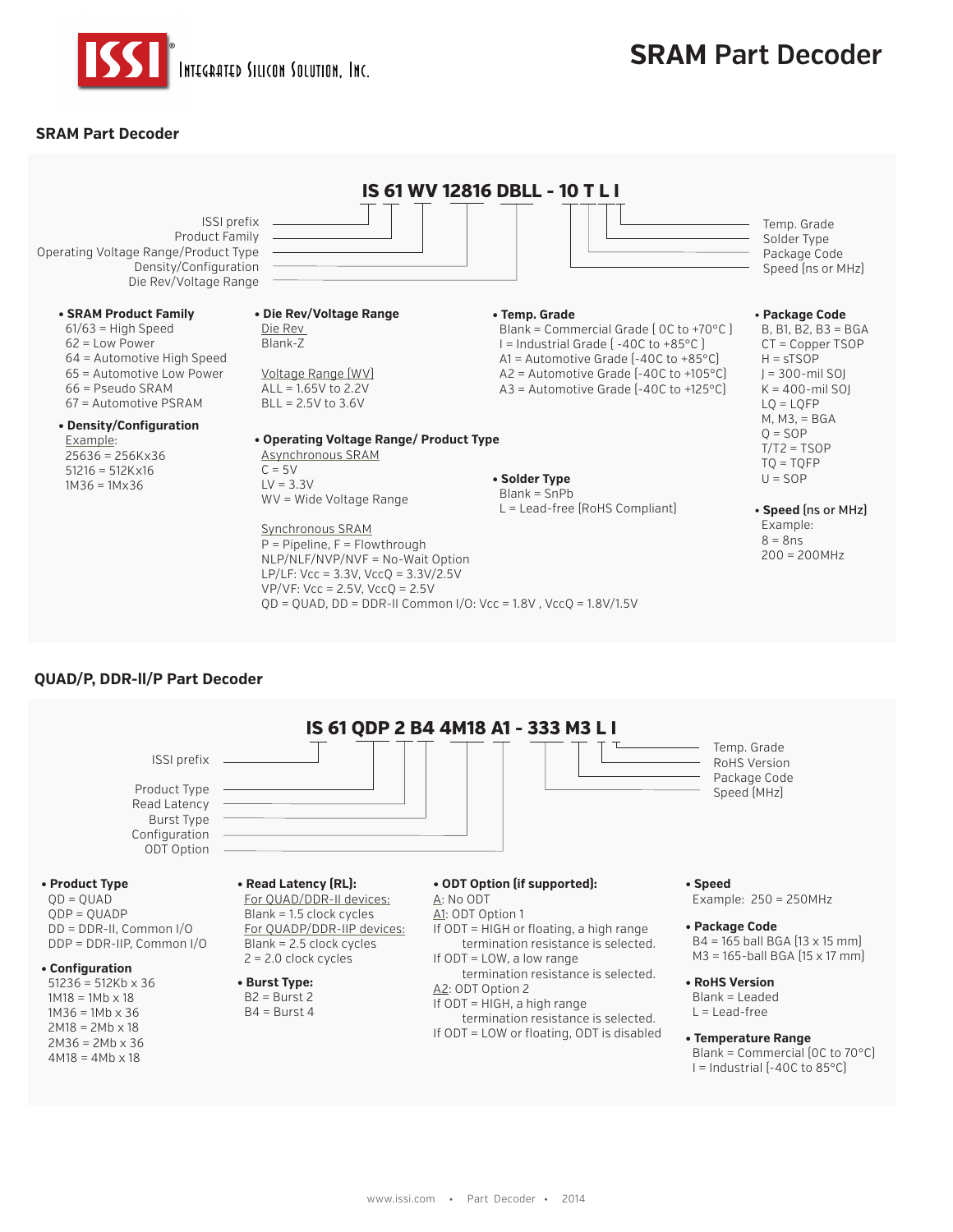# SRAM Part Decoder

ISSI Integrated Silicon Solution, Inc.

## SRAM Part Decoder

**IS 61 WV 12816 DBLL - 10 T L I**

- ISSI prefix
- Product Family
- Operating Voltage Range/Product Type
- Density/Configuration
- Die Rev/Voltage Range
- Temp. Grade
- Solder Type
- Package Code
- Speed (ns or MHz)

**• SRAM Product Family**
61/63 = High Speed
62 = Low Power
64 = Automotive High Speed
65 = Automotive Low Power
66 = Pseudo SRAM
67 = Automotive PSRAM

**• Density/Configuration**
Example:
25636 = 256Kx36
51216 = 512Kx16
1M36 = 1Mx36

**• Die Rev/Voltage Range**
Die Rev
Blank-Z

Voltage Range (WV)
ALL = 1.65V to 2.2V
BLL = 2.5V to 3.6V

**• Operating Voltage Range/ Product Type**
Asynchronous SRAM
C = 5V
LV = 3.3V
WV = Wide Voltage Range

Synchronous SRAM
P = Pipeline, F = Flowthrough
NLP/NLF/NVP/NVF = No-Wait Option
LP/LF: Vcc = 3.3V, VccQ = 3.3V/2.5V
VP/VF: Vcc = 2.5V, VccQ = 2.5V
QD = QUAD, DD = DDR-II Common I/O: Vcc = 1.8V , VccQ = 1.8V/1.5V

**• Temp. Grade**
Blank = Commercial Grade ( 0C to +70°C )
I = Industrial Grade ( -40C to +85°C )
A1 = Automotive Grade (-40C to +85°C)
A2 = Automotive Grade (-40C to +105°C)
A3 = Automotive Grade (-40C to +125°C)

**• Solder Type**
Blank = SnPb
L = Lead-free (RoHS Compliant)

**• Package Code**
B, B1, B2, B3 = BGA
CT = Copper TSOP
H = sTSOP
J = 300-mil SOJ
K = 400-mil SOJ
LQ = LQFP
M, M3, = BGA
Q = SOP
T/T2 = TSOP
TQ = TQFP
U = SOP

**• Speed (ns or MHz)**
Example:
8 = 8ns
200 = 200MHz

## QUAD/P, DDR-II/P Part Decoder

**IS 61 QDP 2 B4 4M18 A1 - 333 M3 L I**

- ISSI prefix
- Product Type
- Read Latency
- Burst Type
- Configuration
- ODT Option
- Temp. Grade
- RoHS Version
- Package Code
- Speed (MHz)

**• Product Type**
QD = QUAD
QDP = QUADP
DD = DDR-II, Common I/O
DDP = DDR-IIP, Common I/O

**• Configuration**
51236 = 512Kb x 36
1M18 = 1Mb x 18
1M36 = 1Mb x 36
2M18 = 2Mb x 18
2M36 = 2Mb x 36
4M18 = 4Mb x 18

**• Read Latency (RL):**
For QUAD/DDR-II devices:
Blank = 1.5 clock cycles
For QUADP/DDR-IIP devices:
Blank = 2.5 clock cycles
2 = 2.0 clock cycles

**• Burst Type:**
B2 = Burst 2
B4 = Burst 4

**• ODT Option (if supported):**
A: No ODT
A1: ODT Option 1
If ODT = HIGH or floating, a high range termination resistance is selected.
If ODT = LOW, a low range termination resistance is selected.
A2: ODT Option 2
If ODT = HIGH, a high range termination resistance is selected.
If ODT = LOW or floating, ODT is disabled

**• Speed**
Example: 250 = 250MHz

**• Package Code**
B4 = 165 ball BGA (13 x 15 mm)
M3 = 165-ball BGA (15 x 17 mm)

**• RoHS Version**
Blank = Leaded
L = Lead-free

**• Temperature Range**
Blank = Commercial (0C to 70°C)
I = Industrial (-40C to 85°C)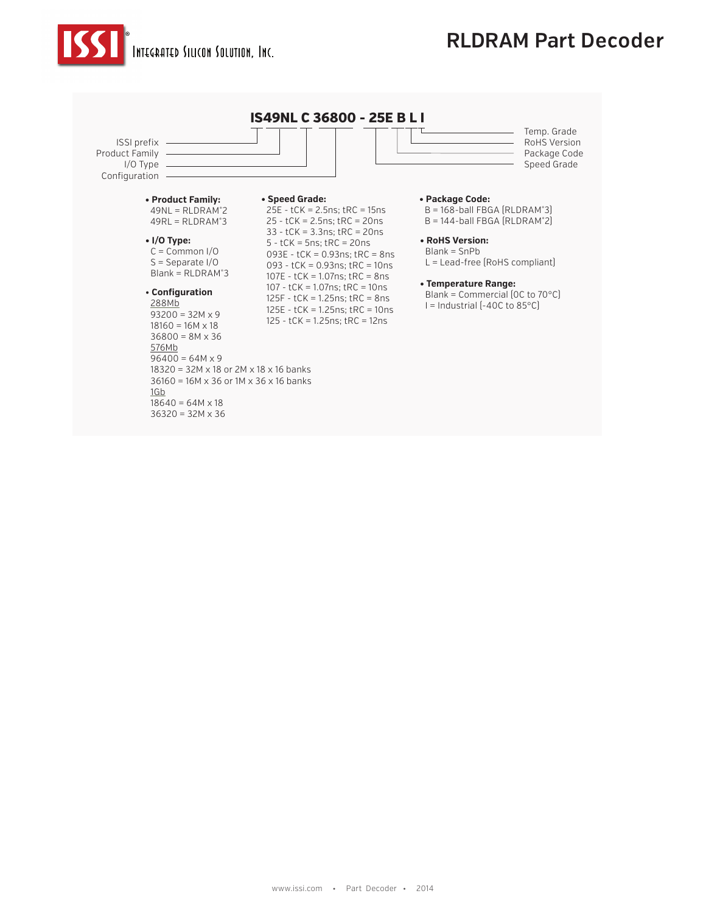# RLDRAM Part Decoder

**IS49NL C 36800 - 25E B L I**

- ISSI prefix
- Product Family
- I/O Type
- Configuration
- Speed Grade
- Package Code
- RoHS Version
- Temp. Grade

- **Product Family:**
  - 49NL = RLDRAM®2
  - 49RL = RLDRAM®3
- **I/O Type:**
  - C = Common I/O
  - S = Separate I/O
  - Blank = RLDRAM®3
- **Configuration**
  - 288Mb
    - 93200 = 32M x 9
    - 18160 = 16M x 18
    - 36800 = 8M x 36
  - 576Mb
    - 96400 = 64M x 9
    - 18320 = 32M x 18 or 2M x 18 x 16 banks
    - 36160 = 16M x 36 or 1M x 36 x 16 banks
  - 1Gb
    - 18640 = 64M x 18
    - 36320 = 32M x 36
- **Speed Grade:**
  - 25E - tCK = 2.5ns; tRC = 15ns
  - 25 - tCK = 2.5ns; tRC = 20ns
  - 33 - tCK = 3.3ns; tRC = 20ns
  - 5 - tCK = 5ns; tRC = 20ns
  - 093E - tCK = 0.93ns; tRC = 8ns
  - 093 - tCK = 0.93ns; tRC = 10ns
  - 107E - tCK = 1.07ns; tRC = 8ns
  - 107 - tCK = 1.07ns; tRC = 10ns
  - 125F - tCK = 1.25ns; tRC = 8ns
  - 125E - tCK = 1.25ns; tRC = 10ns
  - 125 - tCK = 1.25ns; tRC = 12ns
- **Package Code:**
  - B = 168-ball FBGA (RLDRAM®3)
  - B = 144-ball FBGA (RLDRAM®2)
- **RoHS Version:**
  - Blank = SnPb
  - L = Lead-free (RoHS compliant)
- **Temperature Range:**
  - Blank = Commercial (0C to 70°C)
  - I = Industrial (-40C to 85°C)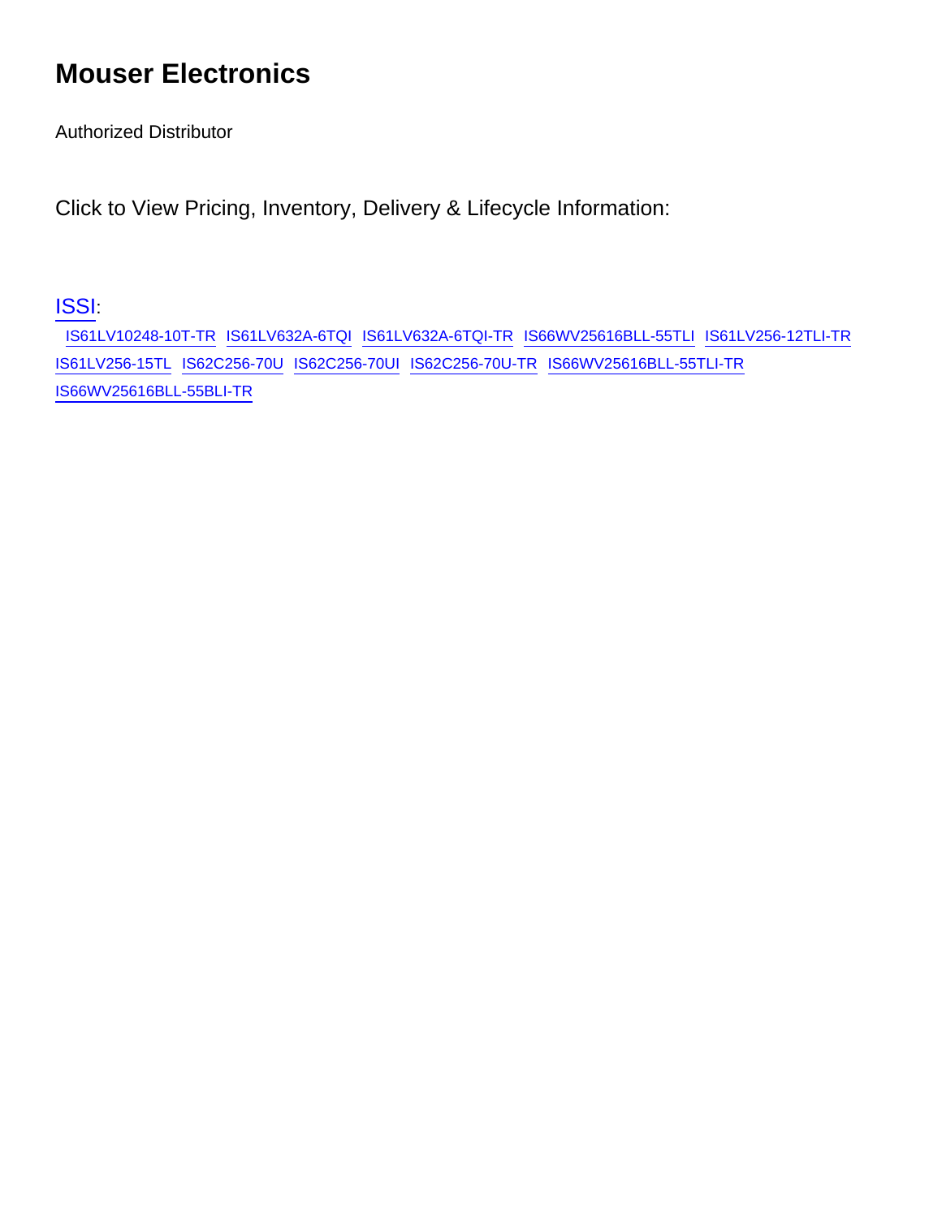# Mouser Electronics

Authorized Distributor

Click to View Pricing, Inventory, Delivery & Lifecycle Information:

ISSI:

IS61LV10248-10T-TR IS61LV632A-6TQI IS61LV632A-6TQI-TR IS66WV25616BLL-55TLI IS61LV256-12TLI-TR IS61LV256-15TL IS62C256-70U IS62C256-70UI IS62C256-70U-TR IS66WV25616BLL-55TLI-TR IS66WV25616BLL-55BLI-TR